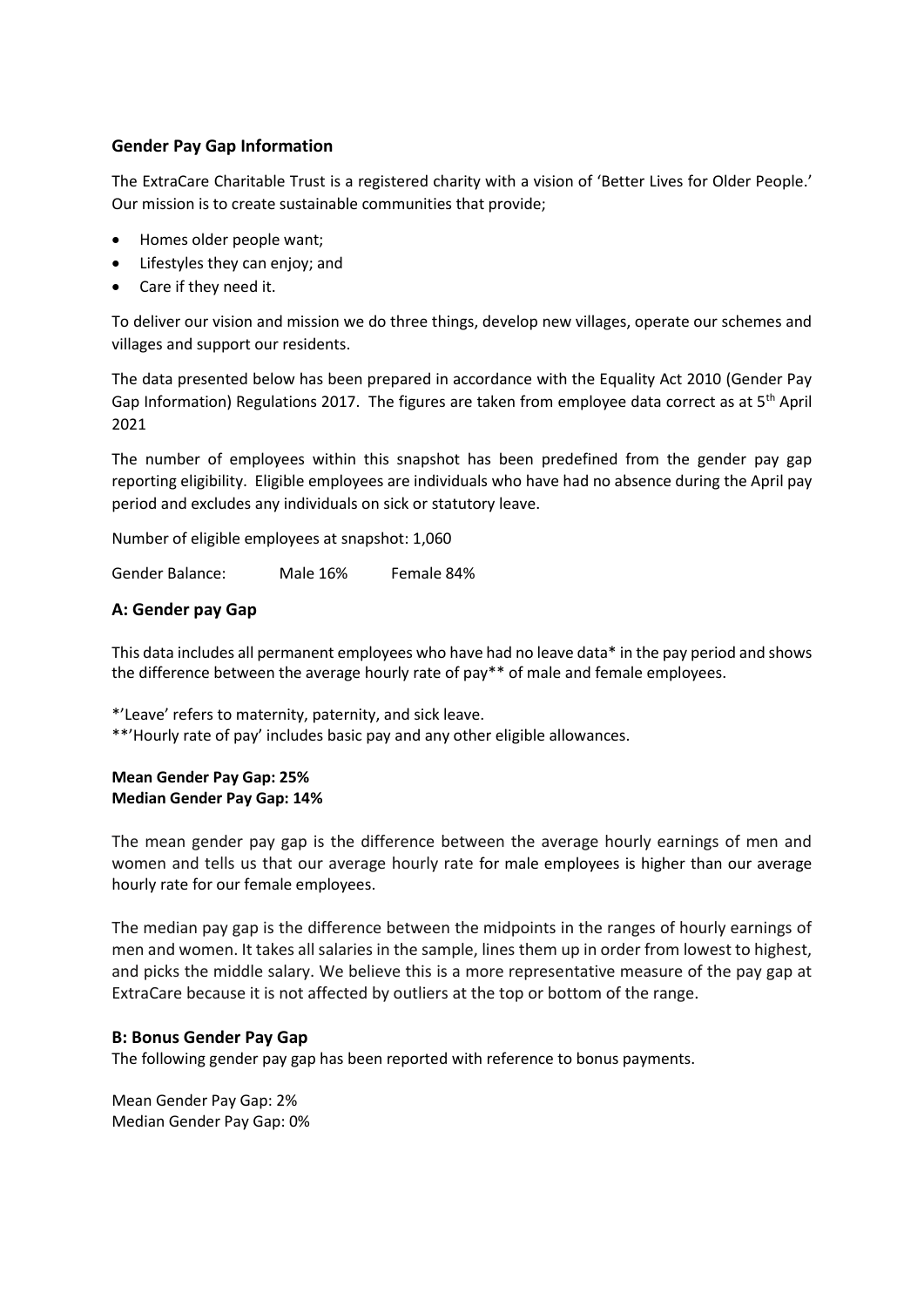## Gender Pay Gap Information

The ExtraCare Charitable Trust is a registered charity with a vision of 'Better Lives for Older People.' Our mission is to create sustainable communities that provide;

- Homes older people want;
- Lifestyles they can enjoy; and
- Care if they need it.

To deliver our vision and mission we do three things, develop new villages, operate our schemes and villages and support our residents.

The data presented below has been prepared in accordance with the Equality Act 2010 (Gender Pay Gap Information) Regulations 2017. The figures are taken from employee data correct as at 5th April 2021

The number of employees within this snapshot has been predefined from the gender pay gap reporting eligibility. Eligible employees are individuals who have had no absence during the April pay period and excludes any individuals on sick or statutory leave.

Number of eligible employees at snapshot: 1,060

Gender Balance: Male 16% Female 84%

## A: Gender pay Gap

This data includes all permanent employees who have had no leave data* in the pay period and shows the difference between the average hourly rate of pay** of male and female employees.

*'Leave' refers to maternity, paternity, and sick leave.
**'Hourly rate of pay' includes basic pay and any other eligible allowances.

**Mean Gender Pay Gap: 25%**
**Median Gender Pay Gap: 14%**

The mean gender pay gap is the difference between the average hourly earnings of men and women and tells us that our average hourly rate for male employees is higher than our average hourly rate for our female employees.

The median pay gap is the difference between the midpoints in the ranges of hourly earnings of men and women. It takes all salaries in the sample, lines them up in order from lowest to highest, and picks the middle salary. We believe this is a more representative measure of the pay gap at ExtraCare because it is not affected by outliers at the top or bottom of the range.

## B: Bonus Gender Pay Gap

The following gender pay gap has been reported with reference to bonus payments.

Mean Gender Pay Gap: 2%
Median Gender Pay Gap: 0%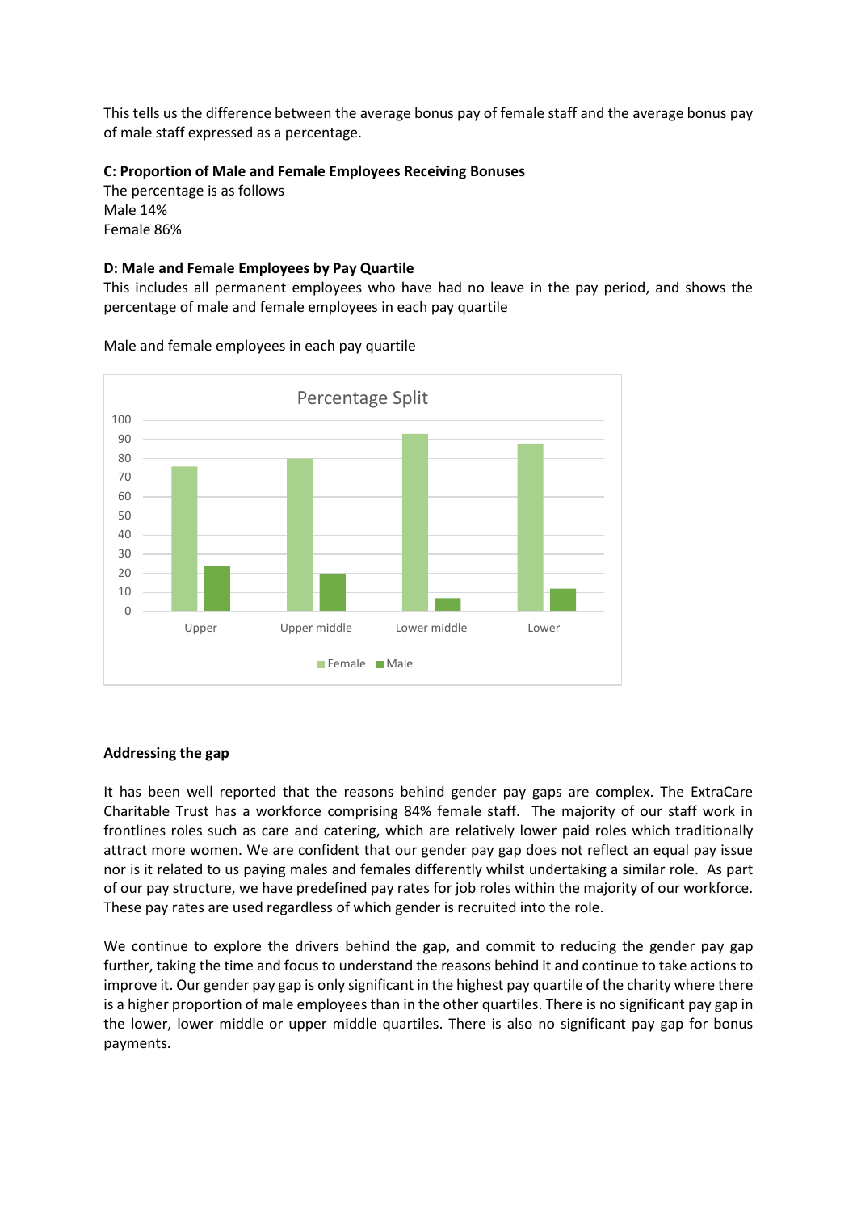This tells us the difference between the average bonus pay of female staff and the average bonus pay of male staff expressed as a percentage.

**C: Proportion of Male and Female Employees Receiving Bonuses**

The percentage is as follows

Male 14%

Female 86%

**D: Male and Female Employees by Pay Quartile**

This includes all permanent employees who have had no leave in the pay period, and shows the percentage of male and female employees in each pay quartile

Male and female employees in each pay quartile

**Addressing the gap**

It has been well reported that the reasons behind gender pay gaps are complex. The ExtraCare Charitable Trust has a workforce comprising 84% female staff. The majority of our staff work in frontlines roles such as care and catering, which are relatively lower paid roles which traditionally attract more women. We are confident that our gender pay gap does not reflect an equal pay issue nor is it related to us paying males and females differently whilst undertaking a similar role. As part of our pay structure, we have predefined pay rates for job roles within the majority of our workforce. These pay rates are used regardless of which gender is recruited into the role.

We continue to explore the drivers behind the gap, and commit to reducing the gender pay gap further, taking the time and focus to understand the reasons behind it and continue to take actions to improve it. Our gender pay gap is only significant in the highest pay quartile of the charity where there is a higher proportion of male employees than in the other quartiles. There is no significant pay gap in the lower, lower middle or upper middle quartiles. There is also no significant pay gap for bonus payments.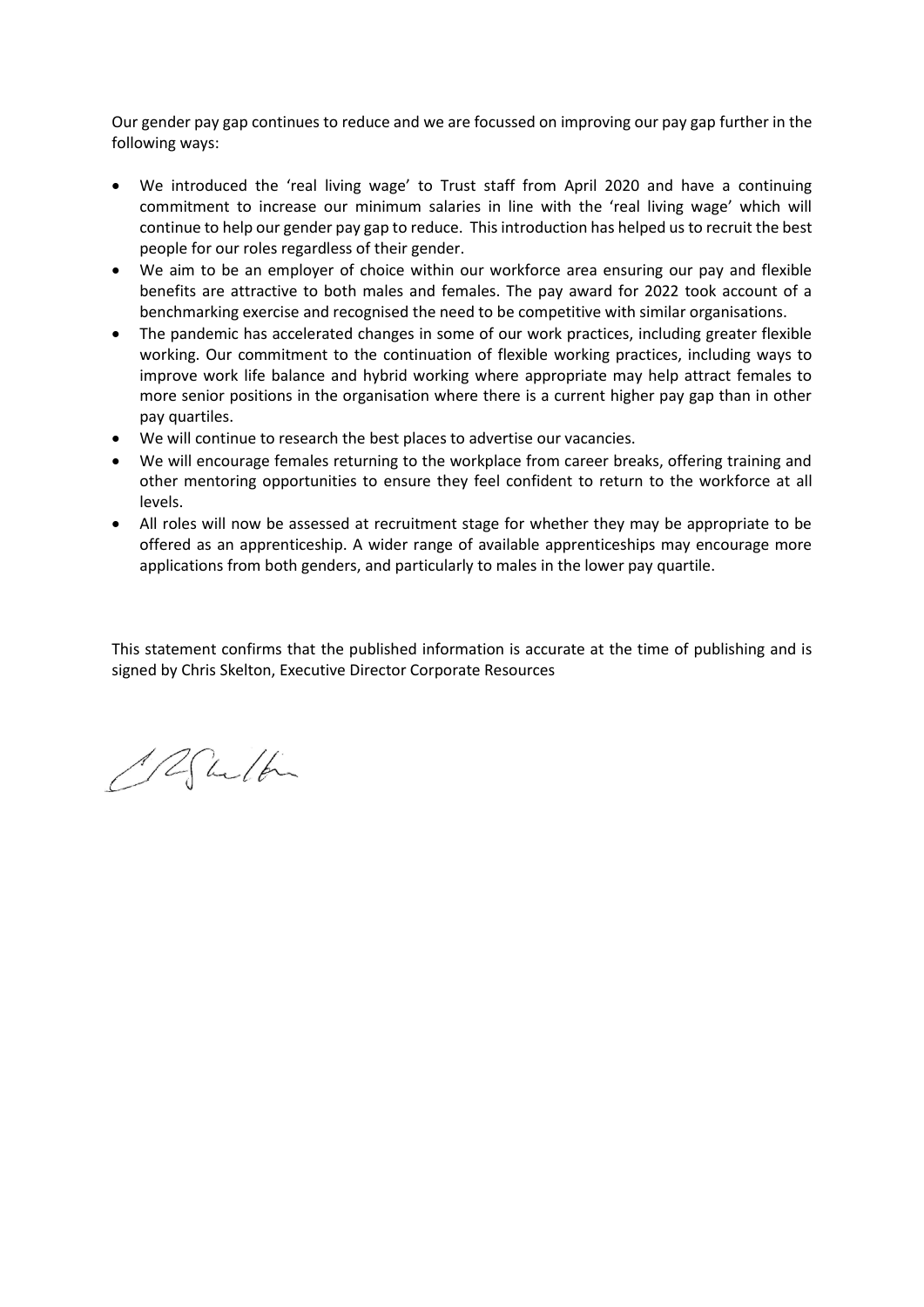Our gender pay gap continues to reduce and we are focussed on improving our pay gap further in the following ways:

- We introduced the 'real living wage' to Trust staff from April 2020 and have a continuing commitment to increase our minimum salaries in line with the 'real living wage' which will continue to help our gender pay gap to reduce. This introduction has helped us to recruit the best people for our roles regardless of their gender.
- We aim to be an employer of choice within our workforce area ensuring our pay and flexible benefits are attractive to both males and females. The pay award for 2022 took account of a benchmarking exercise and recognised the need to be competitive with similar organisations.
- The pandemic has accelerated changes in some of our work practices, including greater flexible working. Our commitment to the continuation of flexible working practices, including ways to improve work life balance and hybrid working where appropriate may help attract females to more senior positions in the organisation where there is a current higher pay gap than in other pay quartiles.
- We will continue to research the best places to advertise our vacancies.
- We will encourage females returning to the workplace from career breaks, offering training and other mentoring opportunities to ensure they feel confident to return to the workforce at all levels.
- All roles will now be assessed at recruitment stage for whether they may be appropriate to be offered as an apprenticeship. A wider range of available apprenticeships may encourage more applications from both genders, and particularly to males in the lower pay quartile.

This statement confirms that the published information is accurate at the time of publishing and is signed by Chris Skelton, Executive Director Corporate Resources